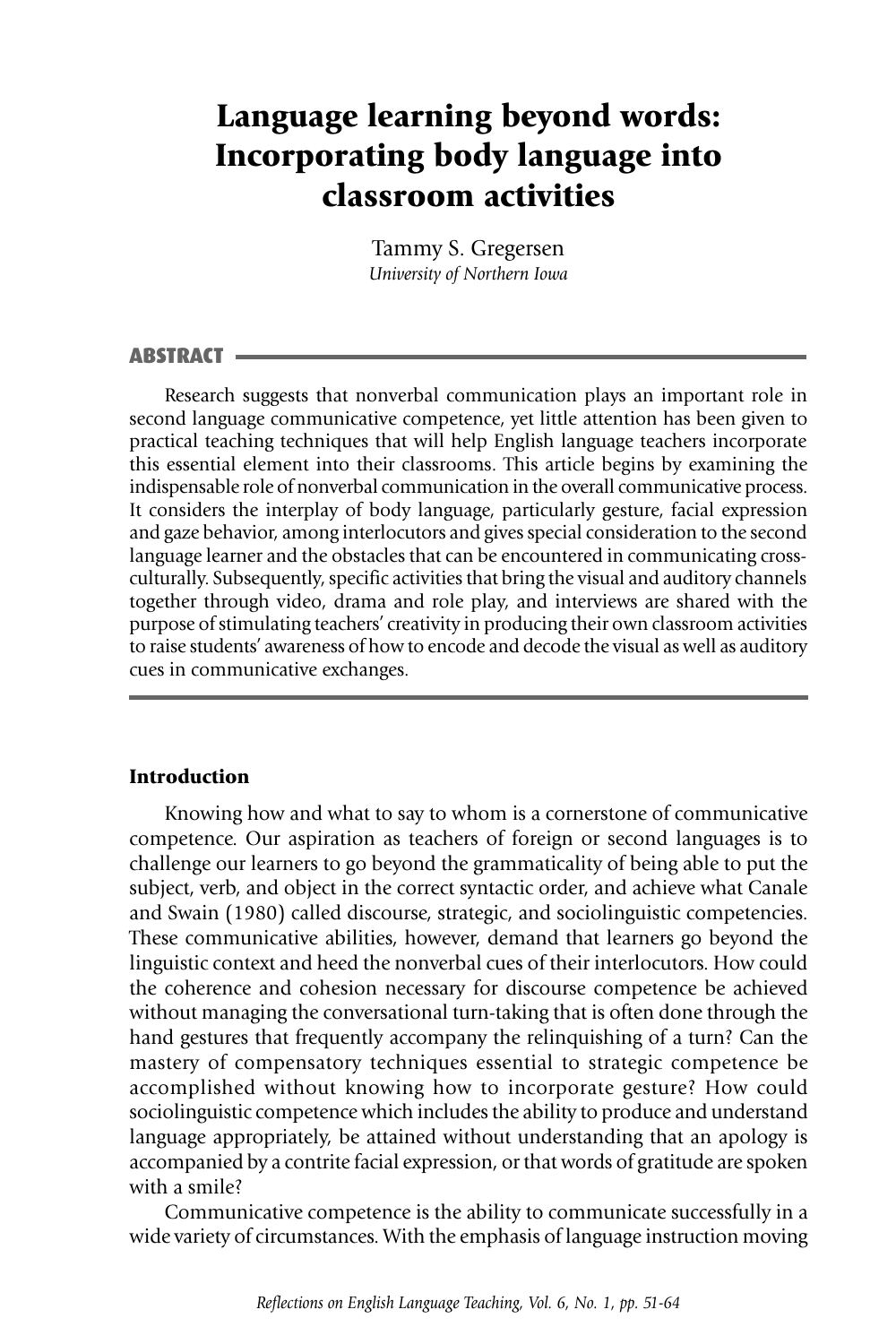# Language learning beyond words: Incorporating body language into classroom activities

Tammy S. Gregersen
*University of Northern Iowa*

## ABSTRACT

Research suggests that nonverbal communication plays an important role in second language communicative competence, yet little attention has been given to practical teaching techniques that will help English language teachers incorporate this essential element into their classrooms. This article begins by examining the indispensable role of nonverbal communication in the overall communicative process. It considers the interplay of body language, particularly gesture, facial expression and gaze behavior, among interlocutors and gives special consideration to the second language learner and the obstacles that can be encountered in communicating cross-culturally. Subsequently, specific activities that bring the visual and auditory channels together through video, drama and role play, and interviews are shared with the purpose of stimulating teachers' creativity in producing their own classroom activities to raise students' awareness of how to encode and decode the visual as well as auditory cues in communicative exchanges.

## Introduction

Knowing how and what to say to whom is a cornerstone of communicative competence. Our aspiration as teachers of foreign or second languages is to challenge our learners to go beyond the grammaticality of being able to put the subject, verb, and object in the correct syntactic order, and achieve what Canale and Swain (1980) called discourse, strategic, and sociolinguistic competencies. These communicative abilities, however, demand that learners go beyond the linguistic context and heed the nonverbal cues of their interlocutors. How could the coherence and cohesion necessary for discourse competence be achieved without managing the conversational turn-taking that is often done through the hand gestures that frequently accompany the relinquishing of a turn? Can the mastery of compensatory techniques essential to strategic competence be accomplished without knowing how to incorporate gesture? How could sociolinguistic competence which includes the ability to produce and understand language appropriately, be attained without understanding that an apology is accompanied by a contrite facial expression, or that words of gratitude are spoken with a smile?

Communicative competence is the ability to communicate successfully in a wide variety of circumstances. With the emphasis of language instruction moving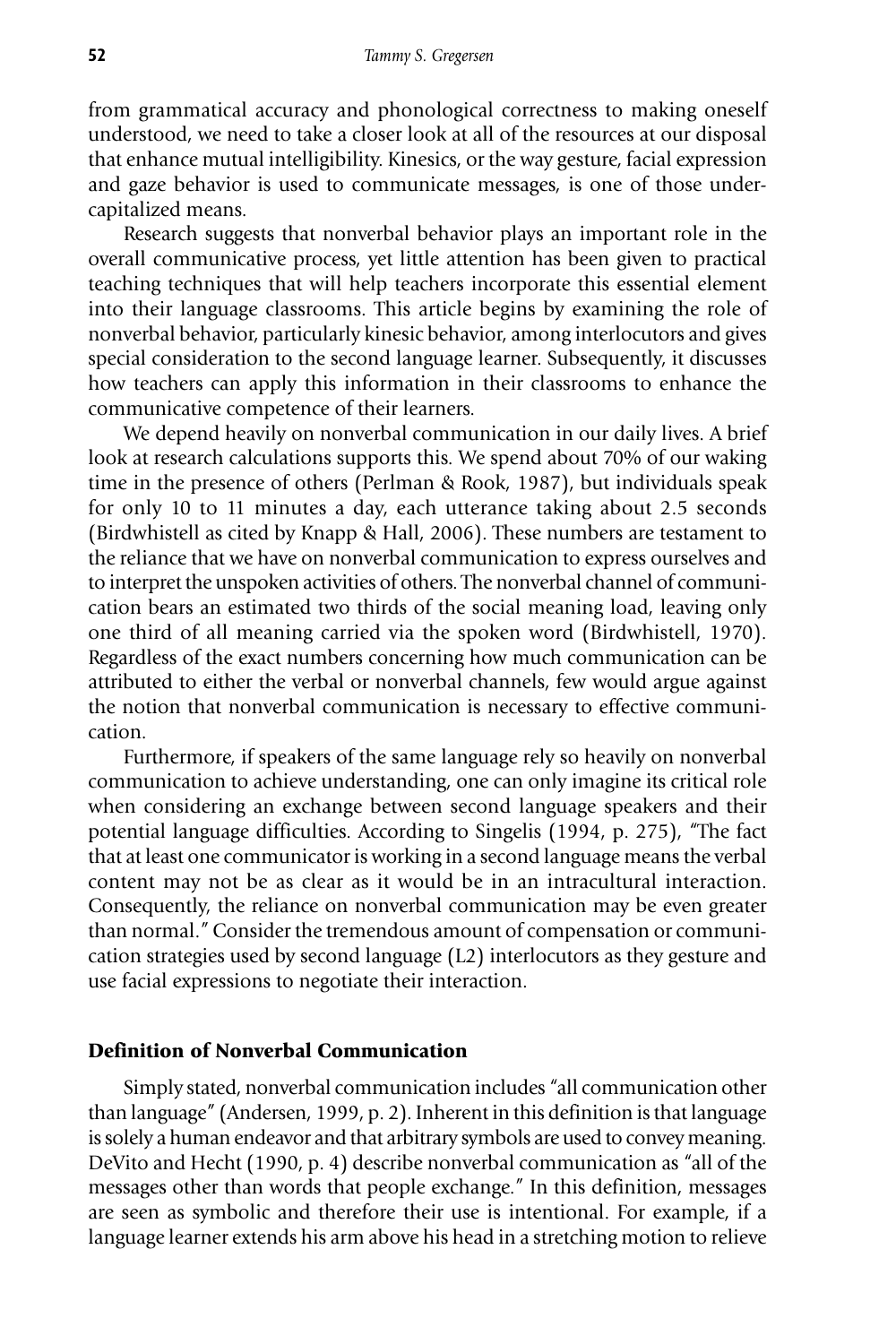from grammatical accuracy and phonological correctness to making oneself understood, we need to take a closer look at all of the resources at our disposal that enhance mutual intelligibility. Kinesics, or the way gesture, facial expression and gaze behavior is used to communicate messages, is one of those under-capitalized means.

Research suggests that nonverbal behavior plays an important role in the overall communicative process, yet little attention has been given to practical teaching techniques that will help teachers incorporate this essential element into their language classrooms. This article begins by examining the role of nonverbal behavior, particularly kinesic behavior, among interlocutors and gives special consideration to the second language learner. Subsequently, it discusses how teachers can apply this information in their classrooms to enhance the communicative competence of their learners.

We depend heavily on nonverbal communication in our daily lives. A brief look at research calculations supports this. We spend about 70% of our waking time in the presence of others (Perlman & Rook, 1987), but individuals speak for only 10 to 11 minutes a day, each utterance taking about 2.5 seconds (Birdwhistell as cited by Knapp & Hall, 2006). These numbers are testament to the reliance that we have on nonverbal communication to express ourselves and to interpret the unspoken activities of others. The nonverbal channel of communication bears an estimated two thirds of the social meaning load, leaving only one third of all meaning carried via the spoken word (Birdwhistell, 1970). Regardless of the exact numbers concerning how much communication can be attributed to either the verbal or nonverbal channels, few would argue against the notion that nonverbal communication is necessary to effective communication.

Furthermore, if speakers of the same language rely so heavily on nonverbal communication to achieve understanding, one can only imagine its critical role when considering an exchange between second language speakers and their potential language difficulties. According to Singelis (1994, p. 275), "The fact that at least one communicator is working in a second language means the verbal content may not be as clear as it would be in an intracultural interaction. Consequently, the reliance on nonverbal communication may be even greater than normal." Consider the tremendous amount of compensation or communication strategies used by second language (L2) interlocutors as they gesture and use facial expressions to negotiate their interaction.

## Definition of Nonverbal Communication

Simply stated, nonverbal communication includes "all communication other than language" (Andersen, 1999, p. 2). Inherent in this definition is that language is solely a human endeavor and that arbitrary symbols are used to convey meaning. DeVito and Hecht (1990, p. 4) describe nonverbal communication as "all of the messages other than words that people exchange." In this definition, messages are seen as symbolic and therefore their use is intentional. For example, if a language learner extends his arm above his head in a stretching motion to relieve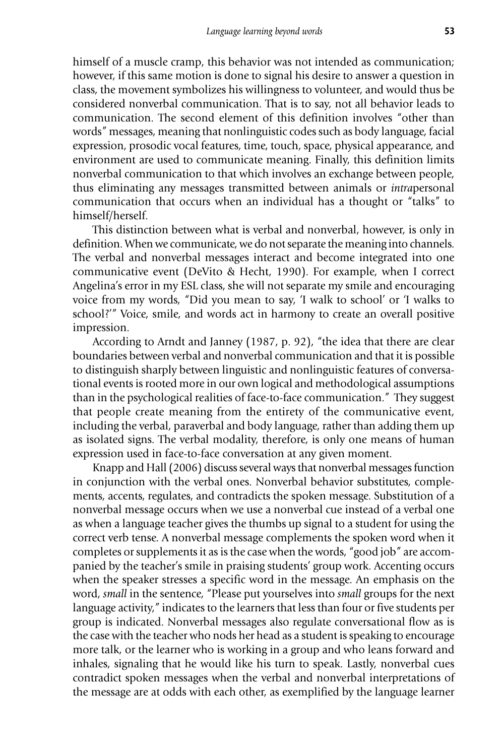himself of a muscle cramp, this behavior was not intended as communication; however, if this same motion is done to signal his desire to answer a question in class, the movement symbolizes his willingness to volunteer, and would thus be considered nonverbal communication. That is to say, not all behavior leads to communication. The second element of this definition involves "other than words" messages, meaning that nonlinguistic codes such as body language, facial expression, prosodic vocal features, time, touch, space, physical appearance, and environment are used to communicate meaning. Finally, this definition limits nonverbal communication to that which involves an exchange between people, thus eliminating any messages transmitted between animals or *intra*personal communication that occurs when an individual has a thought or "talks" to himself/herself.

This distinction between what is verbal and nonverbal, however, is only in definition. When we communicate, we do not separate the meaning into channels. The verbal and nonverbal messages interact and become integrated into one communicative event (DeVito & Hecht, 1990). For example, when I correct Angelina's error in my ESL class, she will not separate my smile and encouraging voice from my words, "Did you mean to say, 'I walk to school' or 'I walks to school?'" Voice, smile, and words act in harmony to create an overall positive impression.

According to Arndt and Janney (1987, p. 92), "the idea that there are clear boundaries between verbal and nonverbal communication and that it is possible to distinguish sharply between linguistic and nonlinguistic features of conversational events is rooted more in our own logical and methodological assumptions than in the psychological realities of face-to-face communication." They suggest that people create meaning from the entirety of the communicative event, including the verbal, paraverbal and body language, rather than adding them up as isolated signs. The verbal modality, therefore, is only one means of human expression used in face-to-face conversation at any given moment.

Knapp and Hall (2006) discuss several ways that nonverbal messages function in conjunction with the verbal ones. Nonverbal behavior substitutes, complements, accents, regulates, and contradicts the spoken message. Substitution of a nonverbal message occurs when we use a nonverbal cue instead of a verbal one as when a language teacher gives the thumbs up signal to a student for using the correct verb tense. A nonverbal message complements the spoken word when it completes or supplements it as is the case when the words, "good job" are accompanied by the teacher's smile in praising students' group work. Accenting occurs when the speaker stresses a specific word in the message. An emphasis on the word, *small* in the sentence, "Please put yourselves into *small* groups for the next language activity," indicates to the learners that less than four or five students per group is indicated. Nonverbal messages also regulate conversational flow as is the case with the teacher who nods her head as a student is speaking to encourage more talk, or the learner who is working in a group and who leans forward and inhales, signaling that he would like his turn to speak. Lastly, nonverbal cues contradict spoken messages when the verbal and nonverbal interpretations of the message are at odds with each other, as exemplified by the language learner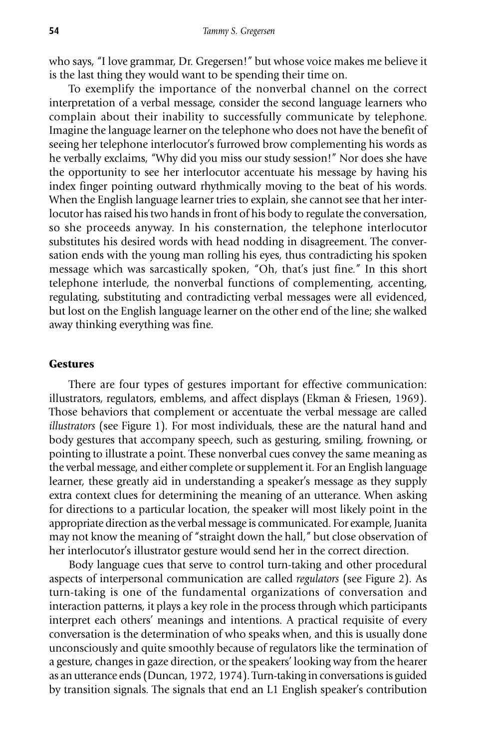who says, "I love grammar, Dr. Gregersen!" but whose voice makes me believe it is the last thing they would want to be spending their time on.

To exemplify the importance of the nonverbal channel on the correct interpretation of a verbal message, consider the second language learners who complain about their inability to successfully communicate by telephone. Imagine the language learner on the telephone who does not have the benefit of seeing her telephone interlocutor's furrowed brow complementing his words as he verbally exclaims, "Why did you miss our study session!" Nor does she have the opportunity to see her interlocutor accentuate his message by having his index finger pointing outward rhythmically moving to the beat of his words. When the English language learner tries to explain, she cannot see that her interlocutor has raised his two hands in front of his body to regulate the conversation, so she proceeds anyway. In his consternation, the telephone interlocutor substitutes his desired words with head nodding in disagreement. The conversation ends with the young man rolling his eyes, thus contradicting his spoken message which was sarcastically spoken, "Oh, that's just fine." In this short telephone interlude, the nonverbal functions of complementing, accenting, regulating, substituting and contradicting verbal messages were all evidenced, but lost on the English language learner on the other end of the line; she walked away thinking everything was fine.

## Gestures

There are four types of gestures important for effective communication: illustrators, regulators, emblems, and affect displays (Ekman & Friesen, 1969). Those behaviors that complement or accentuate the verbal message are called *illustrators* (see Figure 1). For most individuals, these are the natural hand and body gestures that accompany speech, such as gesturing, smiling, frowning, or pointing to illustrate a point. These nonverbal cues convey the same meaning as the verbal message, and either complete or supplement it. For an English language learner, these greatly aid in understanding a speaker's message as they supply extra context clues for determining the meaning of an utterance. When asking for directions to a particular location, the speaker will most likely point in the appropriate direction as the verbal message is communicated. For example, Juanita may not know the meaning of "straight down the hall," but close observation of her interlocutor's illustrator gesture would send her in the correct direction.

Body language cues that serve to control turn-taking and other procedural aspects of interpersonal communication are called *regulators* (see Figure 2). As turn-taking is one of the fundamental organizations of conversation and interaction patterns, it plays a key role in the process through which participants interpret each others' meanings and intentions. A practical requisite of every conversation is the determination of who speaks when, and this is usually done unconsciously and quite smoothly because of regulators like the termination of a gesture, changes in gaze direction, or the speakers' looking way from the hearer as an utterance ends (Duncan, 1972, 1974). Turn-taking in conversations is guided by transition signals. The signals that end an L1 English speaker's contribution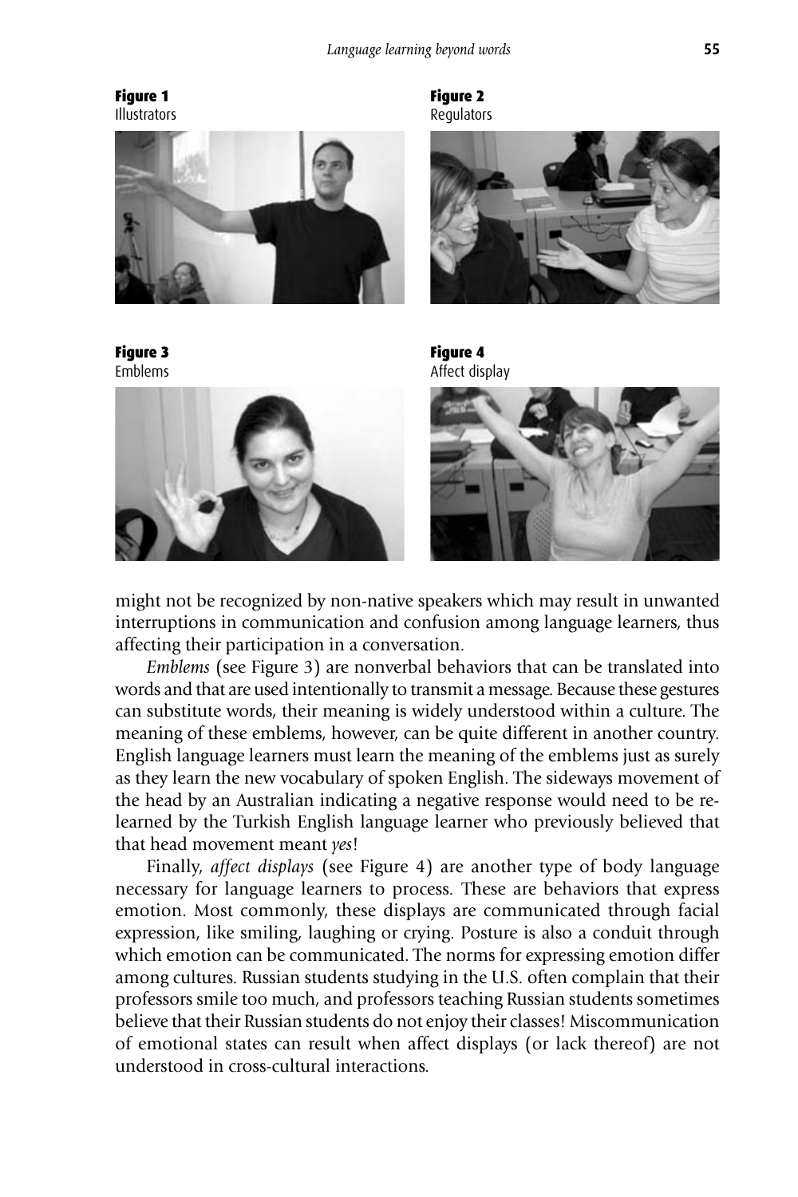**Figure 1**
Illustrators

**Figure 2**
Regulators

**Figure 3**
Emblems

**Figure 4**
Affect display

might not be recognized by non-native speakers which may result in unwanted interruptions in communication and confusion among language learners, thus affecting their participation in a conversation.

*Emblems* (see Figure 3) are nonverbal behaviors that can be translated into words and that are used intentionally to transmit a message. Because these gestures can substitute words, their meaning is widely understood within a culture. The meaning of these emblems, however, can be quite different in another country. English language learners must learn the meaning of the emblems just as surely as they learn the new vocabulary of spoken English. The sideways movement of the head by an Australian indicating a negative response would need to be re-learned by the Turkish English language learner who previously believed that that head movement meant *yes*!

Finally, *affect displays* (see Figure 4) are another type of body language necessary for language learners to process. These are behaviors that express emotion. Most commonly, these displays are communicated through facial expression, like smiling, laughing or crying. Posture is also a conduit through which emotion can be communicated. The norms for expressing emotion differ among cultures. Russian students studying in the U.S. often complain that their professors smile too much, and professors teaching Russian students sometimes believe that their Russian students do not enjoy their classes! Miscommunication of emotional states can result when affect displays (or lack thereof) are not understood in cross-cultural interactions.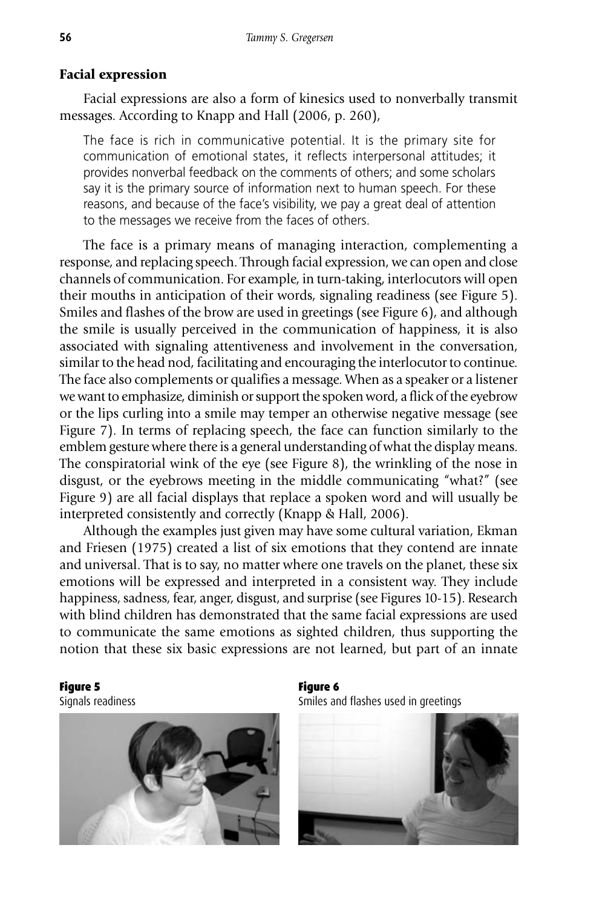### Facial expression

Facial expressions are also a form of kinesics used to nonverbally transmit messages. According to Knapp and Hall (2006, p. 260),

> The face is rich in communicative potential. It is the primary site for communication of emotional states, it reflects interpersonal attitudes; it provides nonverbal feedback on the comments of others; and some scholars say it is the primary source of information next to human speech. For these reasons, and because of the face's visibility, we pay a great deal of attention to the messages we receive from the faces of others.

The face is a primary means of managing interaction, complementing a response, and replacing speech. Through facial expression, we can open and close channels of communication. For example, in turn-taking, interlocutors will open their mouths in anticipation of their words, signaling readiness (see Figure 5). Smiles and flashes of the brow are used in greetings (see Figure 6), and although the smile is usually perceived in the communication of happiness, it is also associated with signaling attentiveness and involvement in the conversation, similar to the head nod, facilitating and encouraging the interlocutor to continue. The face also complements or qualifies a message. When as a speaker or a listener we want to emphasize, diminish or support the spoken word, a flick of the eyebrow or the lips curling into a smile may temper an otherwise negative message (see Figure 7). In terms of replacing speech, the face can function similarly to the emblem gesture where there is a general understanding of what the display means. The conspiratorial wink of the eye (see Figure 8), the wrinkling of the nose in disgust, or the eyebrows meeting in the middle communicating "what?" (see Figure 9) are all facial displays that replace a spoken word and will usually be interpreted consistently and correctly (Knapp & Hall, 2006).

Although the examples just given may have some cultural variation, Ekman and Friesen (1975) created a list of six emotions that they contend are innate and universal. That is to say, no matter where one travels on the planet, these six emotions will be expressed and interpreted in a consistent way. They include happiness, sadness, fear, anger, disgust, and surprise (see Figures 10-15). Research with blind children has demonstrated that the same facial expressions are used to communicate the same emotions as sighted children, thus supporting the notion that these six basic expressions are not learned, but part of an innate

**Figure 5**
Signals readiness

**Figure 6**
Smiles and flashes used in greetings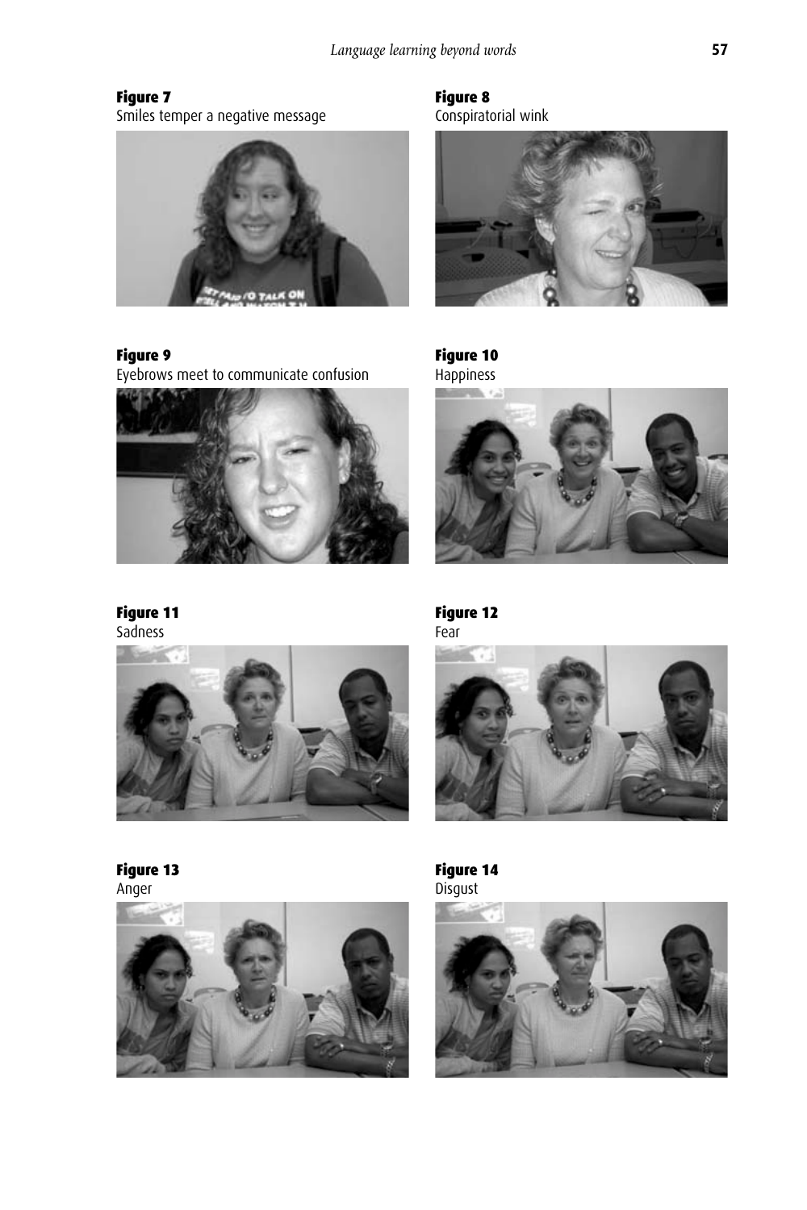**Figure 7**
Smiles temper a negative message

**Figure 8**
Conspiratorial wink

**Figure 9**
Eyebrows meet to communicate confusion

**Figure 10**
Happiness

**Figure 11**
Sadness

**Figure 12**
Fear

**Figure 13**
Anger

**Figure 14**
Disgust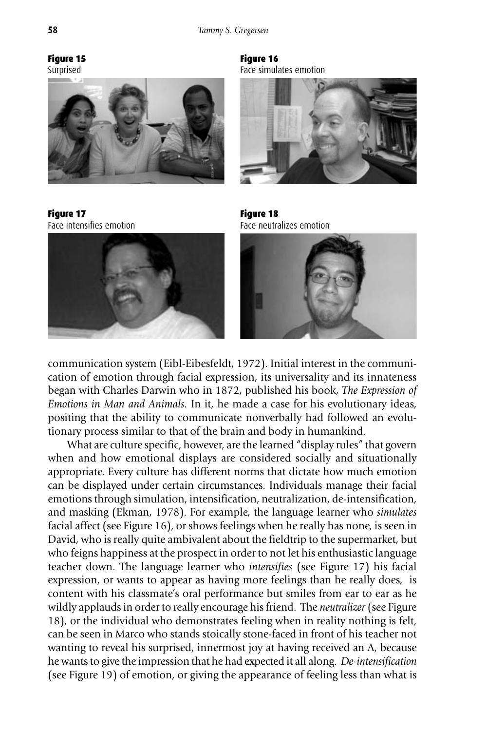**Figure 15**
Surprised

**Figure 16**
Face simulates emotion

**Figure 17**
Face intensifies emotion

**Figure 18**
Face neutralizes emotion

communication system (Eibl-Eibesfeldt, 1972). Initial interest in the communication of emotion through facial expression, its universality and its innateness began with Charles Darwin who in 1872, published his book, *The Expression of Emotions in Man and Animals*. In it, he made a case for his evolutionary ideas, positing that the ability to communicate nonverbally had followed an evolutionary process similar to that of the brain and body in humankind.

What are culture specific, however, are the learned "display rules" that govern when and how emotional displays are considered socially and situationally appropriate. Every culture has different norms that dictate how much emotion can be displayed under certain circumstances. Individuals manage their facial emotions through simulation, intensification, neutralization, de-intensification, and masking (Ekman, 1978). For example, the language learner who *simulates* facial affect (see Figure 16), or shows feelings when he really has none, is seen in David, who is really quite ambivalent about the fieldtrip to the supermarket, but who feigns happiness at the prospect in order to not let his enthusiastic language teacher down. The language learner who *intensifies* (see Figure 17) his facial expression, or wants to appear as having more feelings than he really does, is content with his classmate's oral performance but smiles from ear to ear as he wildly applauds in order to really encourage his friend. The *neutralizer* (see Figure 18), or the individual who demonstrates feeling when in reality nothing is felt, can be seen in Marco who stands stoically stone-faced in front of his teacher not wanting to reveal his surprised, innermost joy at having received an A, because he wants to give the impression that he had expected it all along. *De-intensification* (see Figure 19) of emotion, or giving the appearance of feeling less than what is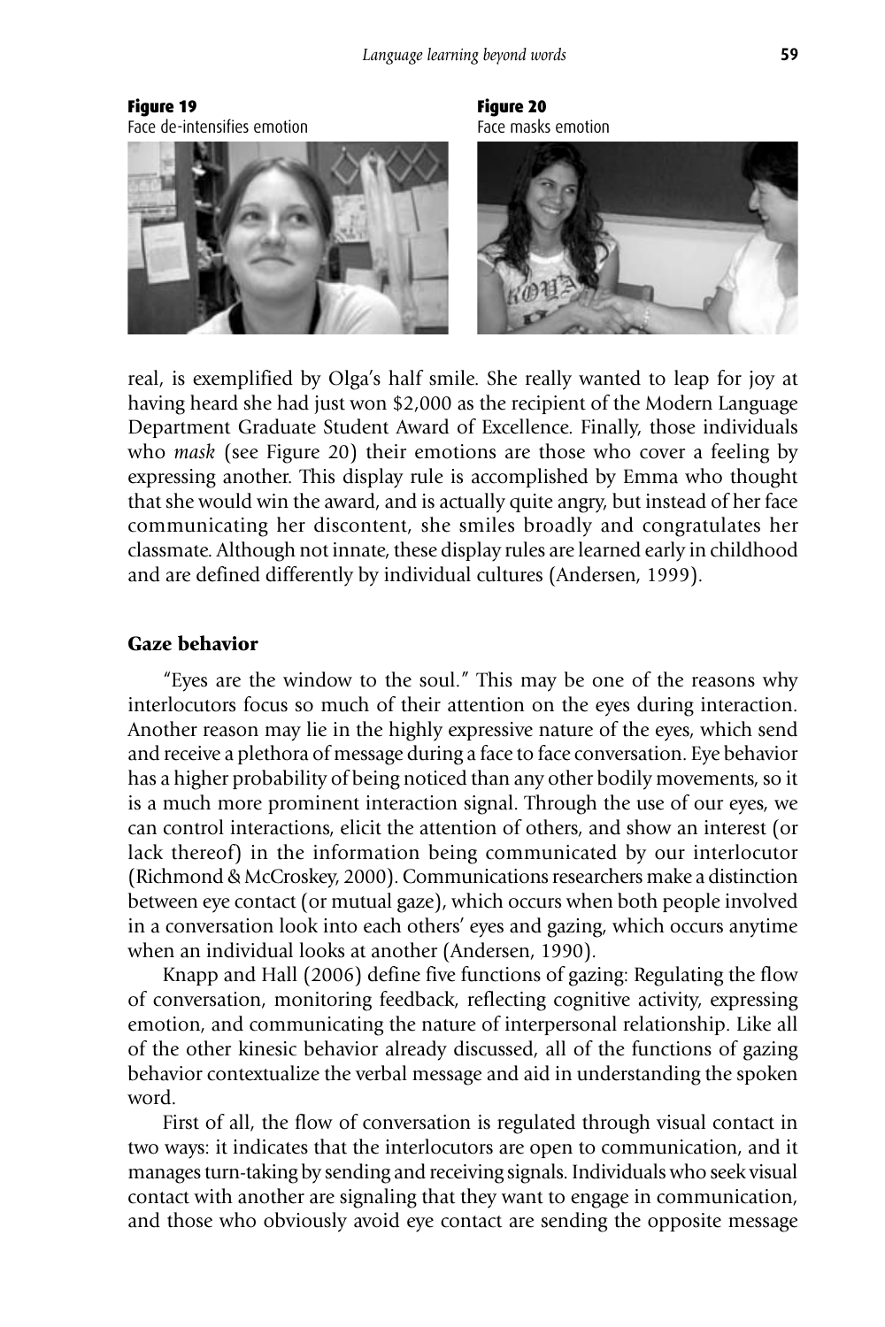**Figure 19**
Face de-intensifies emotion

**Figure 20**
Face masks emotion

real, is exemplified by Olga's half smile. She really wanted to leap for joy at having heard she had just won $2,000 as the recipient of the Modern Language Department Graduate Student Award of Excellence. Finally, those individuals who *mask* (see Figure 20) their emotions are those who cover a feeling by expressing another. This display rule is accomplished by Emma who thought that she would win the award, and is actually quite angry, but instead of her face communicating her discontent, she smiles broadly and congratulates her classmate. Although not innate, these display rules are learned early in childhood and are defined differently by individual cultures (Andersen, 1999).

## Gaze behavior

"Eyes are the window to the soul." This may be one of the reasons why interlocutors focus so much of their attention on the eyes during interaction. Another reason may lie in the highly expressive nature of the eyes, which send and receive a plethora of message during a face to face conversation. Eye behavior has a higher probability of being noticed than any other bodily movements, so it is a much more prominent interaction signal. Through the use of our eyes, we can control interactions, elicit the attention of others, and show an interest (or lack thereof) in the information being communicated by our interlocutor (Richmond & McCroskey, 2000). Communications researchers make a distinction between eye contact (or mutual gaze), which occurs when both people involved in a conversation look into each others' eyes and gazing, which occurs anytime when an individual looks at another (Andersen, 1990).

Knapp and Hall (2006) define five functions of gazing: Regulating the flow of conversation, monitoring feedback, reflecting cognitive activity, expressing emotion, and communicating the nature of interpersonal relationship. Like all of the other kinesic behavior already discussed, all of the functions of gazing behavior contextualize the verbal message and aid in understanding the spoken word.

First of all, the flow of conversation is regulated through visual contact in two ways: it indicates that the interlocutors are open to communication, and it manages turn-taking by sending and receiving signals. Individuals who seek visual contact with another are signaling that they want to engage in communication, and those who obviously avoid eye contact are sending the opposite message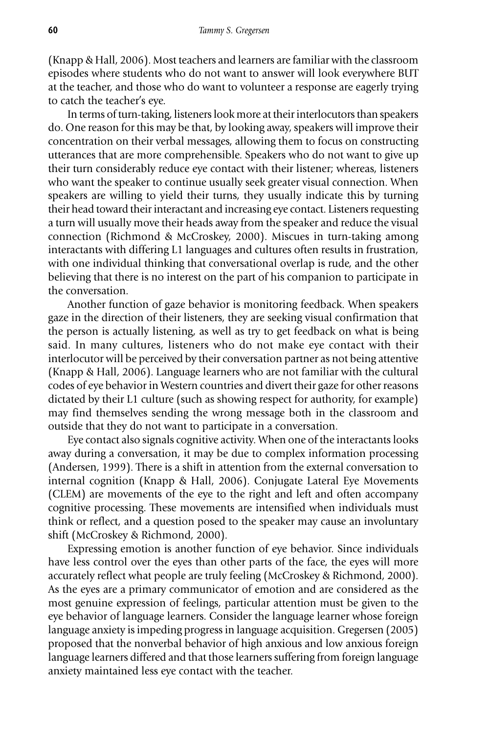(Knapp & Hall, 2006). Most teachers and learners are familiar with the classroom episodes where students who do not want to answer will look everywhere BUT at the teacher, and those who do want to volunteer a response are eagerly trying to catch the teacher's eye.

In terms of turn-taking, listeners look more at their interlocutors than speakers do. One reason for this may be that, by looking away, speakers will improve their concentration on their verbal messages, allowing them to focus on constructing utterances that are more comprehensible. Speakers who do not want to give up their turn considerably reduce eye contact with their listener; whereas, listeners who want the speaker to continue usually seek greater visual connection. When speakers are willing to yield their turns, they usually indicate this by turning their head toward their interactant and increasing eye contact. Listeners requesting a turn will usually move their heads away from the speaker and reduce the visual connection (Richmond & McCroskey, 2000). Miscues in turn-taking among interactants with differing L1 languages and cultures often results in frustration, with one individual thinking that conversational overlap is rude, and the other believing that there is no interest on the part of his companion to participate in the conversation.

Another function of gaze behavior is monitoring feedback. When speakers gaze in the direction of their listeners, they are seeking visual confirmation that the person is actually listening, as well as try to get feedback on what is being said. In many cultures, listeners who do not make eye contact with their interlocutor will be perceived by their conversation partner as not being attentive (Knapp & Hall, 2006). Language learners who are not familiar with the cultural codes of eye behavior in Western countries and divert their gaze for other reasons dictated by their L1 culture (such as showing respect for authority, for example) may find themselves sending the wrong message both in the classroom and outside that they do not want to participate in a conversation.

Eye contact also signals cognitive activity. When one of the interactants looks away during a conversation, it may be due to complex information processing (Andersen, 1999). There is a shift in attention from the external conversation to internal cognition (Knapp & Hall, 2006). Conjugate Lateral Eye Movements (CLEM) are movements of the eye to the right and left and often accompany cognitive processing. These movements are intensified when individuals must think or reflect, and a question posed to the speaker may cause an involuntary shift (McCroskey & Richmond, 2000).

Expressing emotion is another function of eye behavior. Since individuals have less control over the eyes than other parts of the face, the eyes will more accurately reflect what people are truly feeling (McCroskey & Richmond, 2000). As the eyes are a primary communicator of emotion and are considered as the most genuine expression of feelings, particular attention must be given to the eye behavior of language learners. Consider the language learner whose foreign language anxiety is impeding progress in language acquisition. Gregersen (2005) proposed that the nonverbal behavior of high anxious and low anxious foreign language learners differed and that those learners suffering from foreign language anxiety maintained less eye contact with the teacher.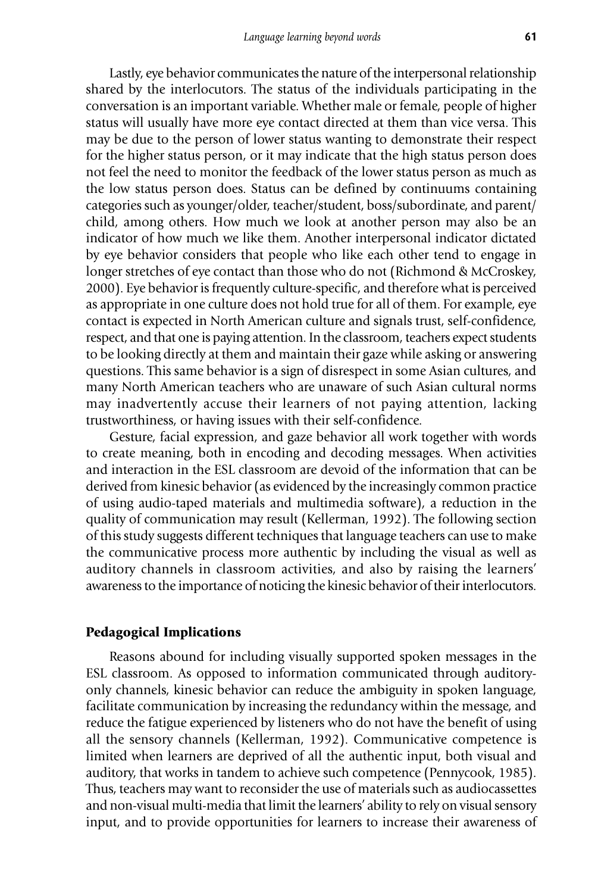Lastly, eye behavior communicates the nature of the interpersonal relationship shared by the interlocutors. The status of the individuals participating in the conversation is an important variable. Whether male or female, people of higher status will usually have more eye contact directed at them than vice versa. This may be due to the person of lower status wanting to demonstrate their respect for the higher status person, or it may indicate that the high status person does not feel the need to monitor the feedback of the lower status person as much as the low status person does. Status can be defined by continuums containing categories such as younger/older, teacher/student, boss/subordinate, and parent/child, among others. How much we look at another person may also be an indicator of how much we like them. Another interpersonal indicator dictated by eye behavior considers that people who like each other tend to engage in longer stretches of eye contact than those who do not (Richmond & McCroskey, 2000). Eye behavior is frequently culture-specific, and therefore what is perceived as appropriate in one culture does not hold true for all of them. For example, eye contact is expected in North American culture and signals trust, self-confidence, respect, and that one is paying attention. In the classroom, teachers expect students to be looking directly at them and maintain their gaze while asking or answering questions. This same behavior is a sign of disrespect in some Asian cultures, and many North American teachers who are unaware of such Asian cultural norms may inadvertently accuse their learners of not paying attention, lacking trustworthiness, or having issues with their self-confidence.

Gesture, facial expression, and gaze behavior all work together with words to create meaning, both in encoding and decoding messages. When activities and interaction in the ESL classroom are devoid of the information that can be derived from kinesic behavior (as evidenced by the increasingly common practice of using audio-taped materials and multimedia software), a reduction in the quality of communication may result (Kellerman, 1992). The following section of this study suggests different techniques that language teachers can use to make the communicative process more authentic by including the visual as well as auditory channels in classroom activities, and also by raising the learners' awareness to the importance of noticing the kinesic behavior of their interlocutors.

## Pedagogical Implications

Reasons abound for including visually supported spoken messages in the ESL classroom. As opposed to information communicated through auditory-only channels, kinesic behavior can reduce the ambiguity in spoken language, facilitate communication by increasing the redundancy within the message, and reduce the fatigue experienced by listeners who do not have the benefit of using all the sensory channels (Kellerman, 1992). Communicative competence is limited when learners are deprived of all the authentic input, both visual and auditory, that works in tandem to achieve such competence (Pennycook, 1985). Thus, teachers may want to reconsider the use of materials such as audiocassettes and non-visual multi-media that limit the learners' ability to rely on visual sensory input, and to provide opportunities for learners to increase their awareness of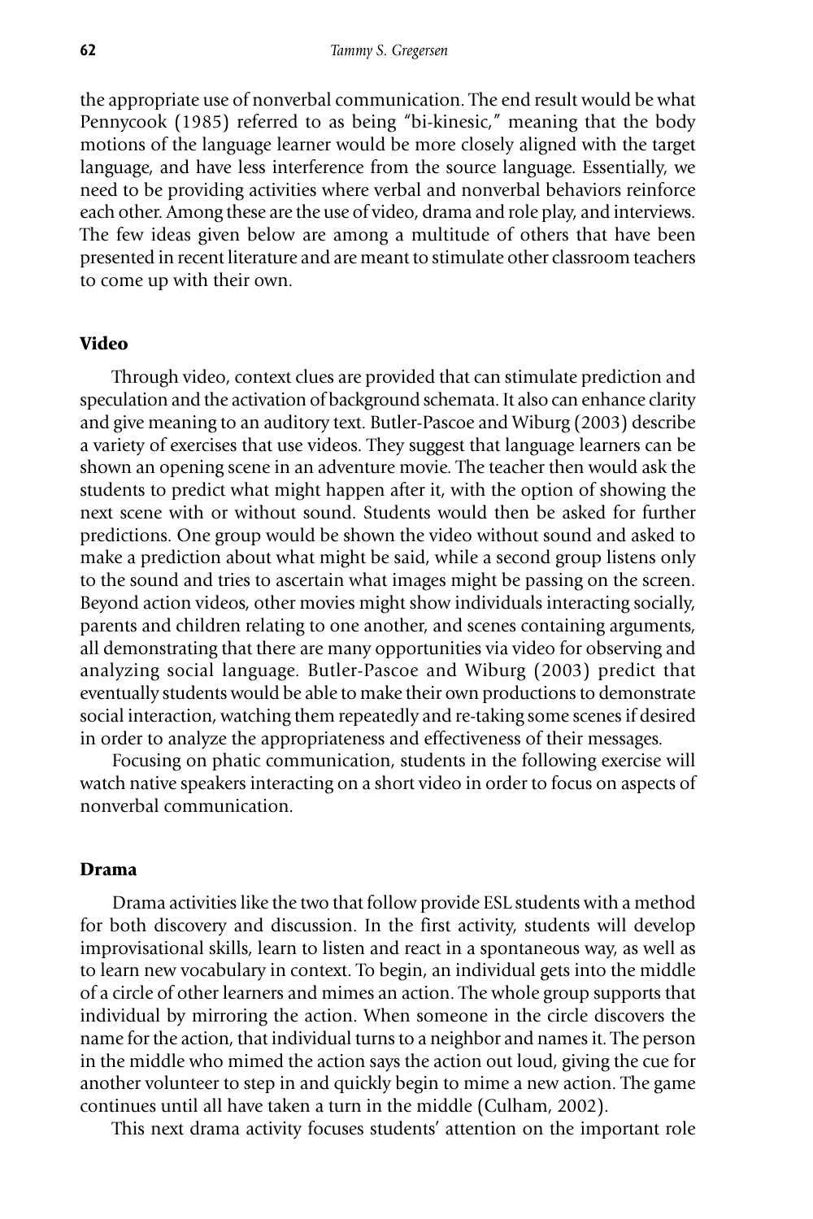the appropriate use of nonverbal communication. The end result would be what Pennycook (1985) referred to as being "bi-kinesic," meaning that the body motions of the language learner would be more closely aligned with the target language, and have less interference from the source language. Essentially, we need to be providing activities where verbal and nonverbal behaviors reinforce each other. Among these are the use of video, drama and role play, and interviews. The few ideas given below are among a multitude of others that have been presented in recent literature and are meant to stimulate other classroom teachers to come up with their own.

### Video

Through video, context clues are provided that can stimulate prediction and speculation and the activation of background schemata. It also can enhance clarity and give meaning to an auditory text. Butler-Pascoe and Wiburg (2003) describe a variety of exercises that use videos. They suggest that language learners can be shown an opening scene in an adventure movie. The teacher then would ask the students to predict what might happen after it, with the option of showing the next scene with or without sound. Students would then be asked for further predictions. One group would be shown the video without sound and asked to make a prediction about what might be said, while a second group listens only to the sound and tries to ascertain what images might be passing on the screen. Beyond action videos, other movies might show individuals interacting socially, parents and children relating to one another, and scenes containing arguments, all demonstrating that there are many opportunities via video for observing and analyzing social language. Butler-Pascoe and Wiburg (2003) predict that eventually students would be able to make their own productions to demonstrate social interaction, watching them repeatedly and re-taking some scenes if desired in order to analyze the appropriateness and effectiveness of their messages.

Focusing on phatic communication, students in the following exercise will watch native speakers interacting on a short video in order to focus on aspects of nonverbal communication.

### Drama

Drama activities like the two that follow provide ESL students with a method for both discovery and discussion. In the first activity, students will develop improvisational skills, learn to listen and react in a spontaneous way, as well as to learn new vocabulary in context. To begin, an individual gets into the middle of a circle of other learners and mimes an action. The whole group supports that individual by mirroring the action. When someone in the circle discovers the name for the action, that individual turns to a neighbor and names it. The person in the middle who mimed the action says the action out loud, giving the cue for another volunteer to step in and quickly begin to mime a new action. The game continues until all have taken a turn in the middle (Culham, 2002).

This next drama activity focuses students' attention on the important role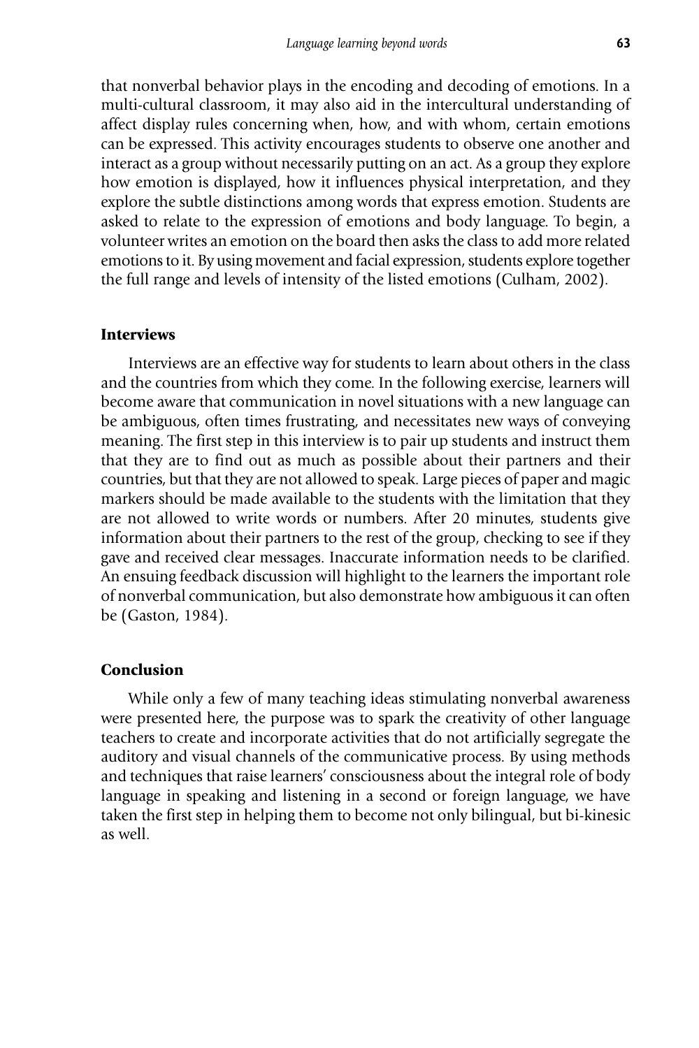that nonverbal behavior plays in the encoding and decoding of emotions. In a multi-cultural classroom, it may also aid in the intercultural understanding of affect display rules concerning when, how, and with whom, certain emotions can be expressed. This activity encourages students to observe one another and interact as a group without necessarily putting on an act. As a group they explore how emotion is displayed, how it influences physical interpretation, and they explore the subtle distinctions among words that express emotion. Students are asked to relate to the expression of emotions and body language. To begin, a volunteer writes an emotion on the board then asks the class to add more related emotions to it. By using movement and facial expression, students explore together the full range and levels of intensity of the listed emotions (Culham, 2002).

### Interviews

Interviews are an effective way for students to learn about others in the class and the countries from which they come. In the following exercise, learners will become aware that communication in novel situations with a new language can be ambiguous, often times frustrating, and necessitates new ways of conveying meaning. The first step in this interview is to pair up students and instruct them that they are to find out as much as possible about their partners and their countries, but that they are not allowed to speak. Large pieces of paper and magic markers should be made available to the students with the limitation that they are not allowed to write words or numbers. After 20 minutes, students give information about their partners to the rest of the group, checking to see if they gave and received clear messages. Inaccurate information needs to be clarified. An ensuing feedback discussion will highlight to the learners the important role of nonverbal communication, but also demonstrate how ambiguous it can often be (Gaston, 1984).

### Conclusion

While only a few of many teaching ideas stimulating nonverbal awareness were presented here, the purpose was to spark the creativity of other language teachers to create and incorporate activities that do not artificially segregate the auditory and visual channels of the communicative process. By using methods and techniques that raise learners' consciousness about the integral role of body language in speaking and listening in a second or foreign language, we have taken the first step in helping them to become not only bilingual, but bi-kinesic as well.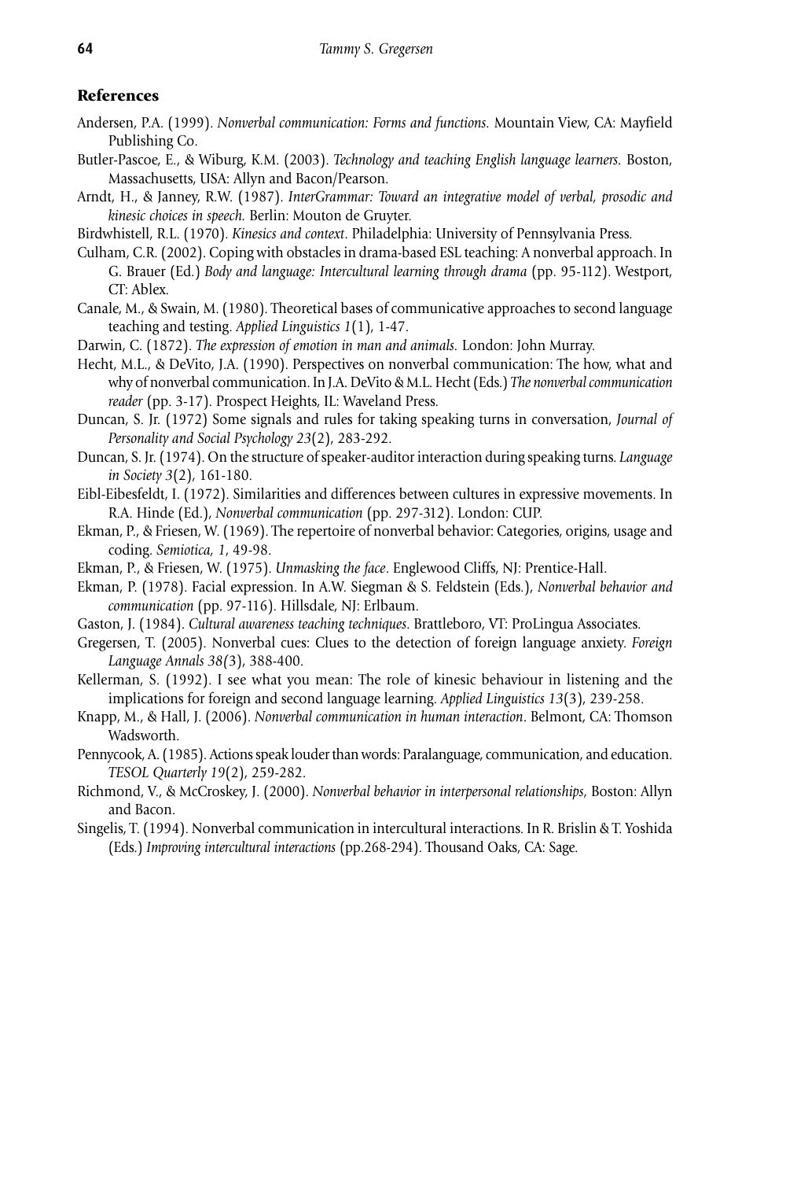## References

Andersen, P.A. (1999). *Nonverbal communication: Forms and functions.* Mountain View, CA: Mayfield Publishing Co.

Butler-Pascoe, E., & Wiburg, K.M. (2003). *Technology and teaching English language learners.* Boston, Massachusetts, USA: Allyn and Bacon/Pearson.

Arndt, H., & Janney, R.W. (1987). *InterGrammar: Toward an integrative model of verbal, prosodic and kinesic choices in speech.* Berlin: Mouton de Gruyter.

Birdwhistell, R.L. (1970). *Kinesics and context*. Philadelphia: University of Pennsylvania Press.

Culham, C.R. (2002). Coping with obstacles in drama-based ESL teaching: A nonverbal approach. In G. Brauer (Ed.) *Body and language: Intercultural learning through drama* (pp. 95-112). Westport, CT: Ablex.

Canale, M., & Swain, M. (1980). Theoretical bases of communicative approaches to second language teaching and testing. *Applied Linguistics 1*(1), 1-47.

Darwin, C. (1872). *The expression of emotion in man and animals.* London: John Murray.

Hecht, M.L., & DeVito, J.A. (1990). Perspectives on nonverbal communication: The how, what and why of nonverbal communication. In J.A. DeVito & M.L. Hecht (Eds.) *The nonverbal communication reader* (pp. 3-17). Prospect Heights, IL: Waveland Press.

Duncan, S. Jr. (1972) Some signals and rules for taking speaking turns in conversation, *Journal of Personality and Social Psychology 23*(2), 283-292.

Duncan, S. Jr. (1974). On the structure of speaker-auditor interaction during speaking turns. *Language in Society 3*(2), 161-180.

Eibl-Eibesfeldt, I. (1972). Similarities and differences between cultures in expressive movements. In R.A. Hinde (Ed.), *Nonverbal communication* (pp. 297-312). London: CUP.

Ekman, P., & Friesen, W. (1969). The repertoire of nonverbal behavior: Categories, origins, usage and coding. *Semiotica, 1*, 49-98.

Ekman, P., & Friesen, W. (1975). *Unmasking the face*. Englewood Cliffs, NJ: Prentice-Hall.

Ekman, P. (1978). Facial expression. In A.W. Siegman & S. Feldstein (Eds.), *Nonverbal behavior and communication* (pp. 97-116). Hillsdale, NJ: Erlbaum.

Gaston, J. (1984). *Cultural awareness teaching techniques*. Brattleboro, VT: ProLingua Associates.

Gregersen, T. (2005). Nonverbal cues: Clues to the detection of foreign language anxiety. *Foreign Language Annals 38(*3), 388-400.

Kellerman, S. (1992). I see what you mean: The role of kinesic behaviour in listening and the implications for foreign and second language learning. *Applied Linguistics 13*(3), 239-258.

Knapp, M., & Hall, J. (2006). *Nonverbal communication in human interaction*. Belmont, CA: Thomson Wadsworth.

Pennycook, A. (1985). Actions speak louder than words: Paralanguage, communication, and education. *TESOL Quarterly 19*(2), 259-282.

Richmond, V., & McCroskey, J. (2000). *Nonverbal behavior in interpersonal relationships,* Boston: Allyn and Bacon.

Singelis, T. (1994). Nonverbal communication in intercultural interactions. In R. Brislin & T. Yoshida (Eds.) *Improving intercultural interactions* (pp.268-294). Thousand Oaks, CA: Sage.